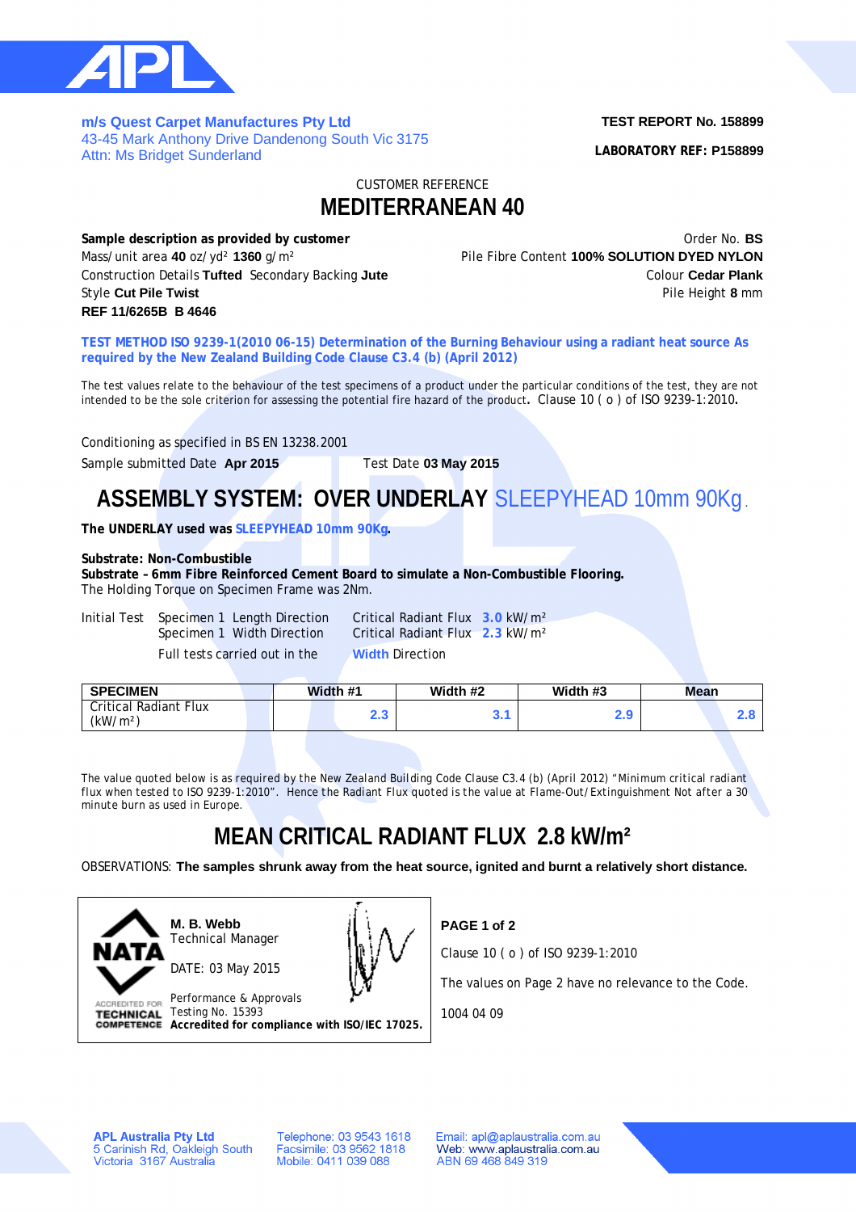**m/s Quest Carpet Manufactures Pty Ltd**
43-45 Mark Anthony Drive Dandenong South Vic 3175
Attn: Ms Bridget Sunderland

**TEST REPORT No. 158899**

**LABORATORY REF: P158899**

CUSTOMER REFERENCE

# MEDITERRANEAN 40

**Sample description as provided by customer**
Mass/unit area **40** oz/yd² **1360** g/m²
Construction Details **Tufted** Secondary Backing **Jute**
Style **Cut Pile Twist**
**REF 11/6265B B 4646**

Order No. **BS**
Pile Fibre Content **100% SOLUTION DYED NYLON**
Colour **Cedar Plank**
Pile Height **8** mm

**TEST METHOD ISO 9239-1(2010 06-15) Determination of the Burning Behaviour using a radiant heat source As required by the New Zealand Building Code Clause C3.4 (b) (April 2012)**

The test values relate to the behaviour of the test specimens of a product under the particular conditions of the test, they are not intended to be the sole criterion for assessing the potential fire hazard of the product. Clause 10 ( o ) of ISO 9239-1:2010.

Conditioning as specified in BS EN 13238.2001

Sample submitted Date **Apr 2015** Test Date **03 May 2015**

## ASSEMBLY SYSTEM: OVER UNDERLAY SLEEPYHEAD 10mm 90Kg.

**The UNDERLAY used was SLEEPYHEAD 10mm 90Kg.**

**Substrate: Non-Combustible**
**Substrate - 6mm Fibre Reinforced Cement Board to simulate a Non-Combustible Flooring.**
The Holding Torque on Specimen Frame was 2Nm.

Initial Test Specimen 1 Length Direction Critical Radiant Flux **3.0** kW/m²
Specimen 1 Width Direction Critical Radiant Flux **2.3** kW/m²
Full tests carried out in the **Width** Direction

| SPECIMEN | Width #1 | Width #2 | Width #3 | Mean |
|---|---|---|---|---|
| Critical Radiant Flux (kW/m²) | 2.3 | 3.1 | 2.9 | 2.8 |

The value quoted below is as required by the New Zealand Building Code Clause C3.4 (b) (April 2012) "Minimum critical radiant flux when tested to ISO 9239-1:2010". Hence the Radiant Flux quoted is the value at Flame-Out/Extinguishment Not after a 30 minute burn as used in Europe.

## MEAN CRITICAL RADIANT FLUX 2.8 kW/m²

OBSERVATIONS: **The samples shrunk away from the heat source, ignited and burnt a relatively short distance.**

NATA ACCREDITED FOR TECHNICAL COMPETENCE

**M. B. Webb**
Technical Manager

DATE: 03 May 2015

Performance & Approvals
Testing No. 15393
**Accredited for compliance with ISO/IEC 17025.**

**PAGE 1 of 2**

Clause 10 ( o ) of ISO 9239-1:2010

The values on Page 2 have no relevance to the Code.

1004 04 09

**APL Australia Pty Ltd**
5 Carinish Rd, Oakleigh South
Victoria 3167 Australia

Telephone: 03 9543 1618
Facsimile: 03 9562 1818
Mobile: 0411 039 088

Email: apl@aplaustralia.com.au
Web: www.aplaustralia.com.au
ABN 69 468 849 319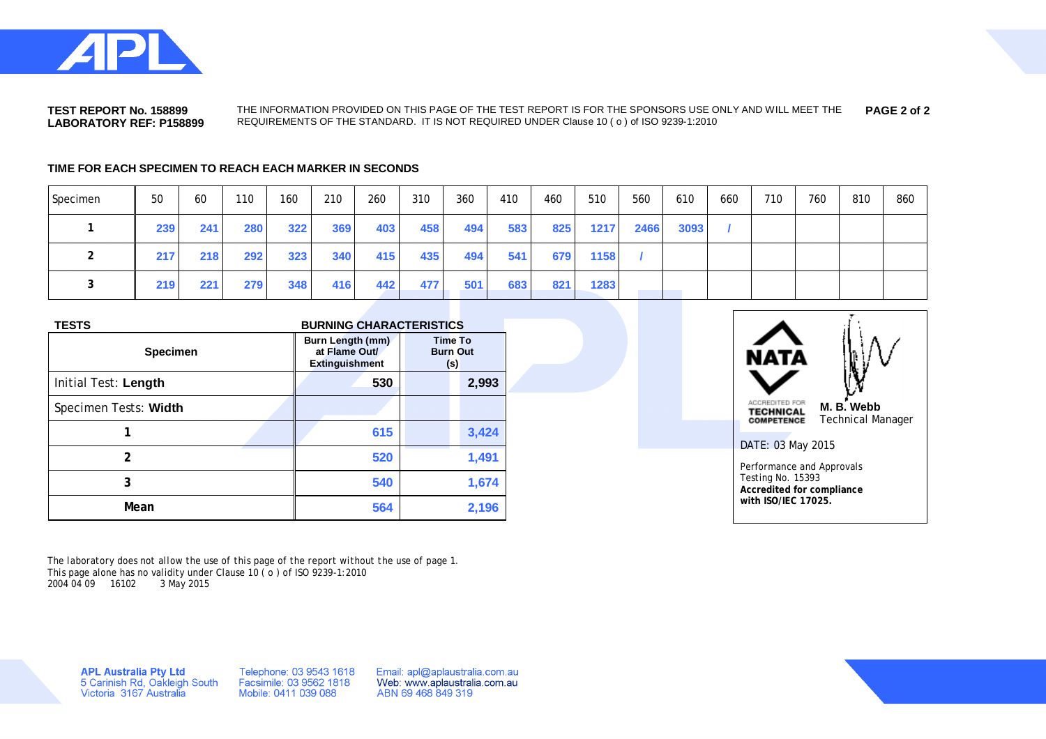**TEST REPORT No. 158899**
**LABORATORY REF: P158899**

THE INFORMATION PROVIDED ON THIS PAGE OF THE TEST REPORT IS FOR THE SPONSORS USE ONLY AND WILL MEET THE REQUIREMENTS OF THE STANDARD. IT IS NOT REQUIRED UNDER Clause 10 ( o ) of ISO 9239-1:2010

### TIME FOR EACH SPECIMEN TO REACH EACH MARKER IN SECONDS

| Specimen | 50 | 60 | 110 | 160 | 210 | 260 | 310 | 360 | 410 | 460 | 510 | 560 | 610 | 660 | 710 | 760 | 810 | 860 |
|---|---|---|---|---|---|---|---|---|---|---|---|---|---|---|---|---|---|---|
| **1** | 239 | 241 | 280 | 322 | 369 | 403 | 458 | 494 | 583 | 825 | 1217 | 2466 | 3093 | / | | | | |
| **2** | 217 | 218 | 292 | 323 | 340 | 415 | 435 | 494 | 541 | 679 | 1158 | / | | | | | | |
| **3** | 219 | 221 | 279 | 348 | 416 | 442 | 477 | 501 | 683 | 821 | 1283 | | | | | | | |

**TESTS** **BURNING CHARACTERISTICS**

| Specimen | Burn Length (mm) at Flame Out/ Extinguishment | Time To Burn Out (s) |
|---|---|---|
| Initial Test: **Length** | 530 | 2,993 |
| Specimen Tests: **Width** | | |
| **1** | 615 | 3,424 |
| **2** | 520 | 1,491 |
| **3** | 540 | 1,674 |
| **Mean** | 564 | 2,196 |

NATA

ACCREDITED FOR TECHNICAL COMPETENCE

**M. B. Webb**
Technical Manager

DATE: 03 May 2015

Performance and Approvals Testing No. 15393
**Accredited for compliance with ISO/IEC 17025.**

The laboratory does not allow the use of this page of the report without the use of page 1.
This page alone has no validity under Clause 10 ( o ) of ISO 9239-1:2010
2004 04 09 16102 3 May 2015

**APL Australia Pty Ltd**
5 Carinish Rd, Oakleigh South
Victoria 3167 Australia

Telephone: 03 9543 1618
Facsimile: 03 9562 1818
Mobile: 0411 039 088

Email: apl@aplaustralia.com.au
Web: www.aplaustralia.com.au
ABN 69 468 849 319